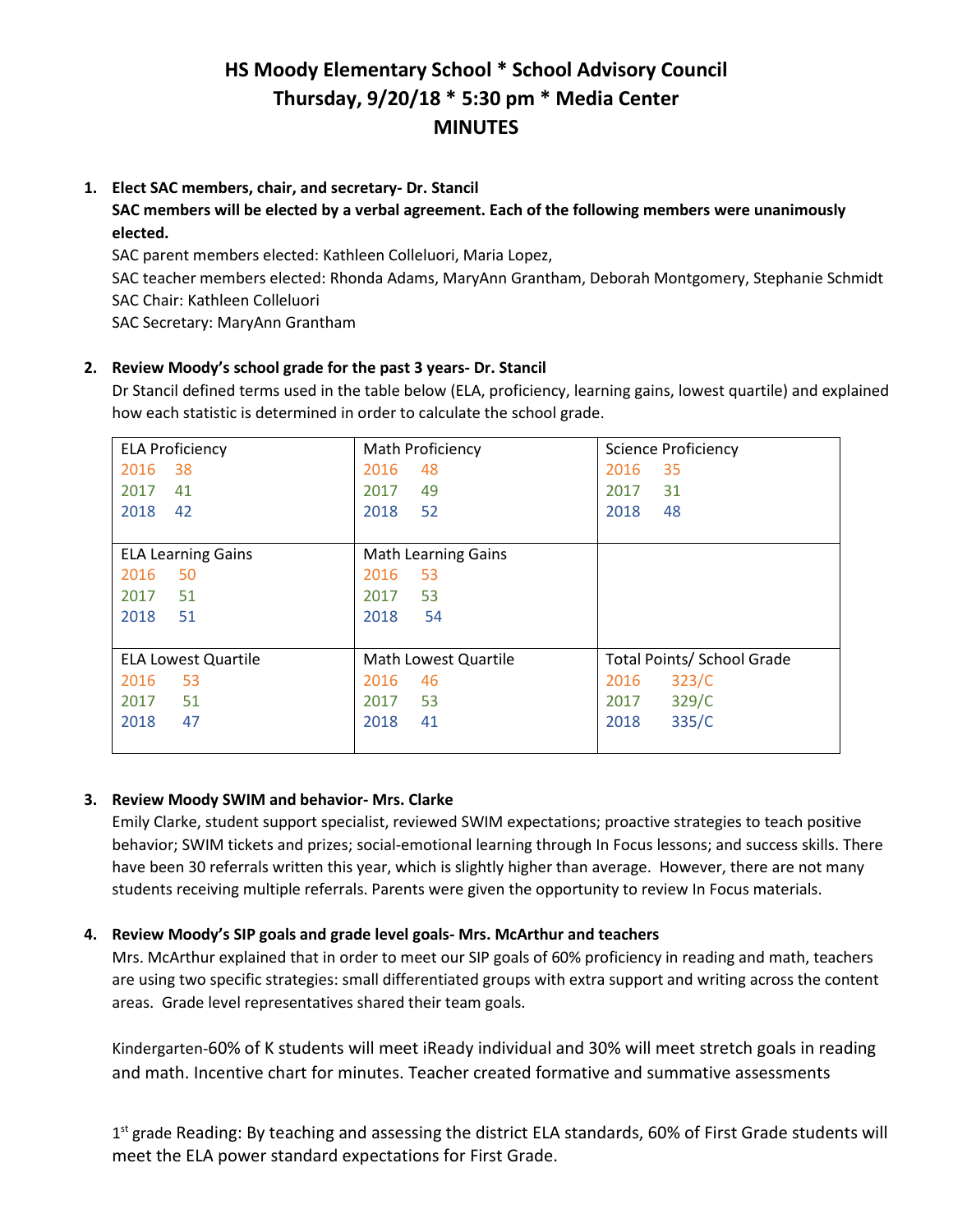# HS Moody Elementary School * School Advisory Council
## Thursday, 9/20/18 * 5:30 pm * Media Center
## MINUTES

1. **Elect SAC members, chair, and secretary- Dr. Stancil**
   **SAC members will be elected by a verbal agreement. Each of the following members were unanimously elected.**
   SAC parent members elected: Kathleen Colleluori, Maria Lopez,
   SAC teacher members elected: Rhonda Adams, MaryAnn Grantham, Deborah Montgomery, Stephanie Schmidt
   SAC Chair: Kathleen Colleluori
   SAC Secretary: MaryAnn Grantham

2. **Review Moody's school grade for the past 3 years- Dr. Stancil**
   Dr Stancil defined terms used in the table below (ELA, proficiency, learning gains, lowest quartile) and explained how each statistic is determined in order to calculate the school grade.

| ELA Proficiency | Math Proficiency | Science Proficiency |
|---|---|---|
| 2016 38<br>2017 41<br>2018 42 | 2016 48<br>2017 49<br>2018 52 | 2016 35<br>2017 31<br>2018 48 |
| **ELA Learning Gains**<br>2016 50<br>2017 51<br>2018 51 | **Math Learning Gains**<br>2016 53<br>2017 53<br>2018 54 | |
| **ELA Lowest Quartile**<br>2016 53<br>2017 51<br>2018 47 | **Math Lowest Quartile**<br>2016 46<br>2017 53<br>2018 41 | **Total Points/ School Grade**<br>2016 323/C<br>2017 329/C<br>2018 335/C |

3. **Review Moody SWIM and behavior- Mrs. Clarke**
   Emily Clarke, student support specialist, reviewed SWIM expectations; proactive strategies to teach positive behavior; SWIM tickets and prizes; social-emotional learning through In Focus lessons; and success skills. There have been 30 referrals written this year, which is slightly higher than average. However, there are not many students receiving multiple referrals. Parents were given the opportunity to review In Focus materials.

4. **Review Moody's SIP goals and grade level goals- Mrs. McArthur and teachers**
   Mrs. McArthur explained that in order to meet our SIP goals of 60% proficiency in reading and math, teachers are using two specific strategies: small differentiated groups with extra support and writing across the content areas. Grade level representatives shared their team goals.

   Kindergarten-60% of K students will meet iReady individual and 30% will meet stretch goals in reading and math. Incentive chart for minutes. Teacher created formative and summative assessments

   1st grade Reading: By teaching and assessing the district ELA standards, 60% of First Grade students will meet the ELA power standard expectations for First Grade.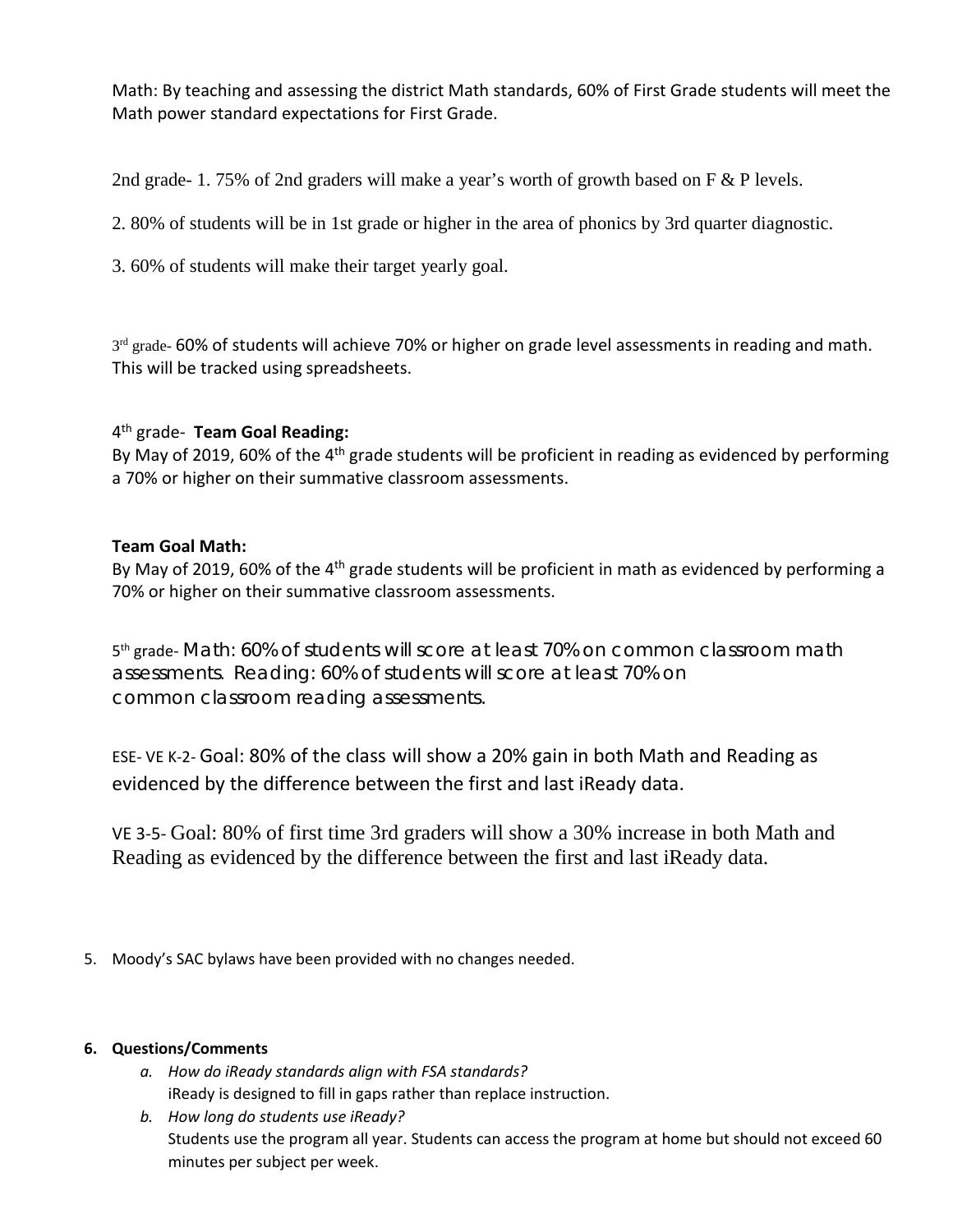Math: By teaching and assessing the district Math standards, 60% of First Grade students will meet the Math power standard expectations for First Grade.

2nd grade- 1. 75% of 2nd graders will make a year's worth of growth based on F & P levels.

2. 80% of students will be in 1st grade or higher in the area of phonics by 3rd quarter diagnostic.

3. 60% of students will make their target yearly goal.

3rd grade- 60% of students will achieve 70% or higher on grade level assessments in reading and math. This will be tracked using spreadsheets.

4th grade- **Team Goal Reading:**
By May of 2019, 60% of the 4th grade students will be proficient in reading as evidenced by performing a 70% or higher on their summative classroom assessments.

**Team Goal Math:**
By May of 2019, 60% of the 4th grade students will be proficient in math as evidenced by performing a 70% or higher on their summative classroom assessments.

5th grade- Math: 60% of students will score at least 70% on common classroom math assessments. Reading: 60% of students will score at least 70% on common classroom reading assessments.

ESE- VE K-2- Goal: 80% of the class will show a 20% gain in both Math and Reading as evidenced by the difference between the first and last iReady data.

VE 3-5- Goal: 80% of first time 3rd graders will show a 30% increase in both Math and Reading as evidenced by the difference between the first and last iReady data.

5. Moody's SAC bylaws have been provided with no changes needed.

6. **Questions/Comments**
   a. *How do iReady standards align with FSA standards?*
      iReady is designed to fill in gaps rather than replace instruction.
   b. *How long do students use iReady?*
      Students use the program all year. Students can access the program at home but should not exceed 60 minutes per subject per week.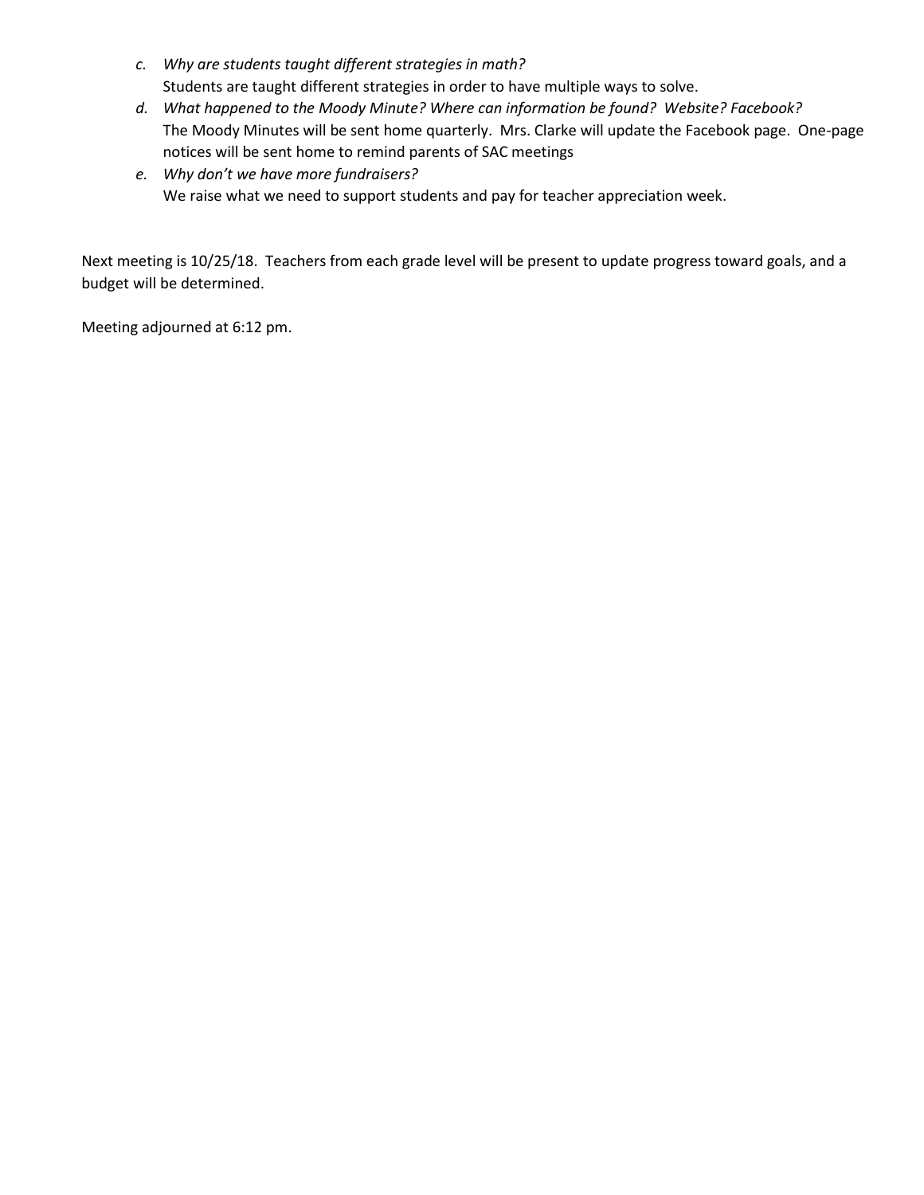c. *Why are students taught different strategies in math?*
   Students are taught different strategies in order to have multiple ways to solve.
d. *What happened to the Moody Minute? Where can information be found? Website? Facebook?*
   The Moody Minutes will be sent home quarterly. Mrs. Clarke will update the Facebook page. One-page notices will be sent home to remind parents of SAC meetings
e. *Why don't we have more fundraisers?*
   We raise what we need to support students and pay for teacher appreciation week.

Next meeting is 10/25/18. Teachers from each grade level will be present to update progress toward goals, and a budget will be determined.

Meeting adjourned at 6:12 pm.